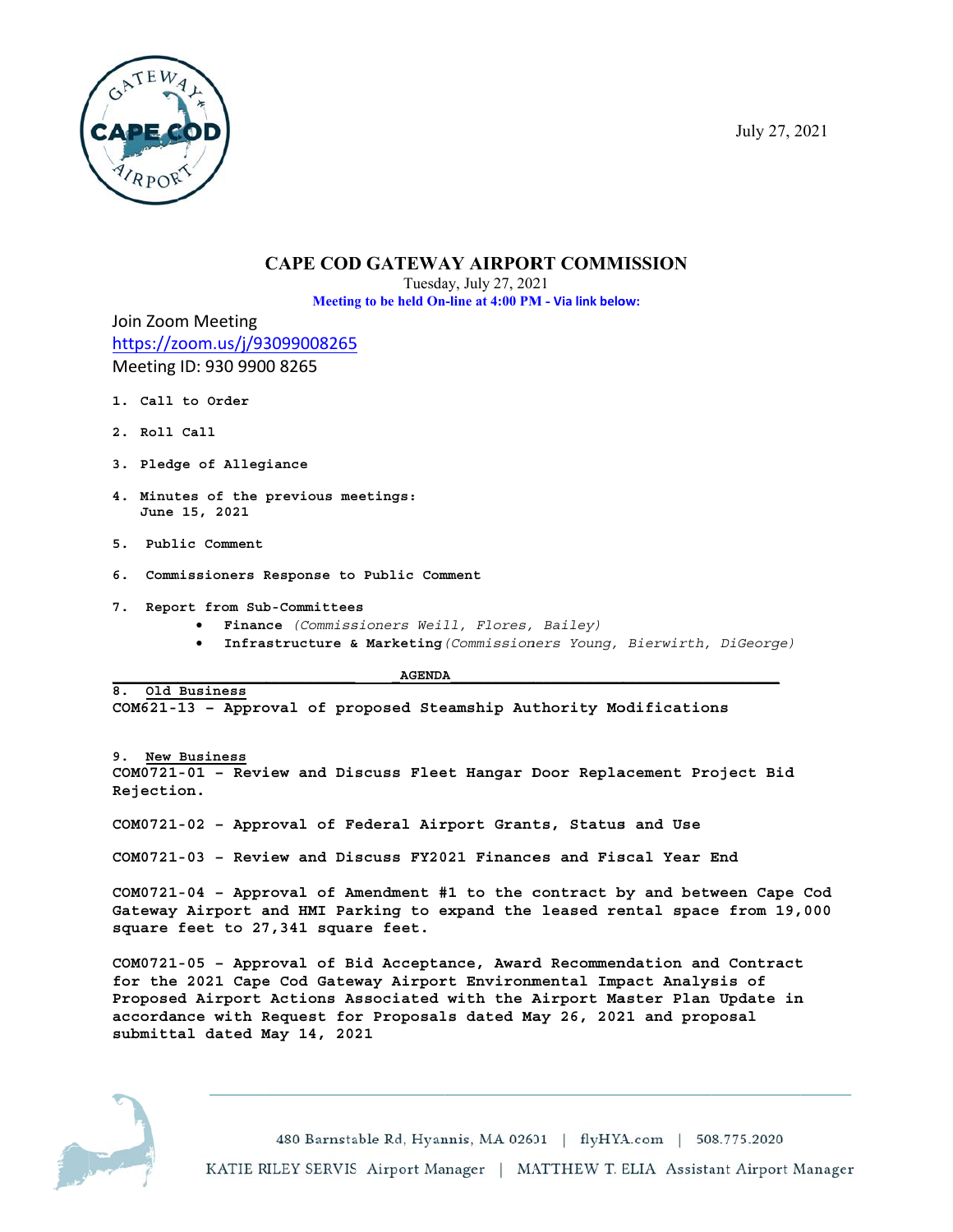July 27, 2021

# CAPE COD GATEWAY AIRPORT COMMISSION

Tuesday, July 27, 2021

**Meeting to be held On-line at 4:00 PM - Via link below:**

Join Zoom Meeting
https://zoom.us/j/93099008265
Meeting ID: 930 9900 8265

1. **Call to Order**
2. **Roll Call**
3. **Pledge of Allegiance**
4. **Minutes of the previous meetings:**
   **June 15, 2021**
5. **Public Comment**
6. **Commissioners Response to Public Comment**
7. **Report from Sub-Committees**
   - **Finance** *(Commissioners Weill, Flores, Bailey)*
   - **Infrastructure & Marketing** *(Commissioners Young, Bierwirth, DiGeorge)*

## AGENDA

**8. Old Business**

**COM621-13 – Approval of proposed Steamship Authority Modifications**

**9. New Business**

**COM0721-01 – Review and Discuss Fleet Hangar Door Replacement Project Bid Rejection.**

**COM0721-02 – Approval of Federal Airport Grants, Status and Use**

**COM0721-03 – Review and Discuss FY2021 Finances and Fiscal Year End**

**COM0721-04 – Approval of Amendment #1 to the contract by and between Cape Cod Gateway Airport and HMI Parking to expand the leased rental space from 19,000 square feet to 27,341 square feet.**

**COM0721-05 – Approval of Bid Acceptance, Award Recommendation and Contract for the 2021 Cape Cod Gateway Airport Environmental Impact Analysis of Proposed Airport Actions Associated with the Airport Master Plan Update in accordance with Request for Proposals dated May 26, 2021 and proposal submittal dated May 14, 2021**

480 Barnstable Rd, Hyannis, MA 02601 | flyHYA.com | 508.775.2020

KATIE RILEY SERVIS Airport Manager | MATTHEW T. ELIA Assistant Airport Manager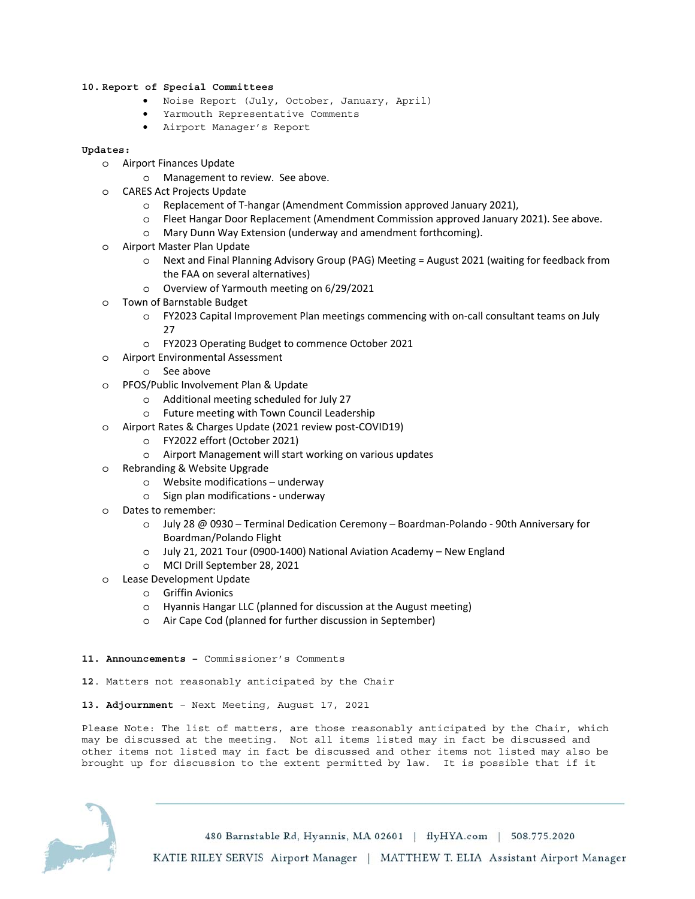**10. Report of Special Committees**

- Noise Report (July, October, January, April)
- Yarmouth Representative Comments
- Airport Manager's Report

**Updates:**

- Airport Finances Update
  - Management to review. See above.
- CARES Act Projects Update
  - Replacement of T-hangar (Amendment Commission approved January 2021),
  - Fleet Hangar Door Replacement (Amendment Commission approved January 2021). See above.
  - Mary Dunn Way Extension (underway and amendment forthcoming).
- Airport Master Plan Update
  - Next and Final Planning Advisory Group (PAG) Meeting = August 2021 (waiting for feedback from the FAA on several alternatives)
  - Overview of Yarmouth meeting on 6/29/2021
- Town of Barnstable Budget
  - FY2023 Capital Improvement Plan meetings commencing with on-call consultant teams on July 27
  - FY2023 Operating Budget to commence October 2021
- Airport Environmental Assessment
  - See above
- PFOS/Public Involvement Plan & Update
  - Additional meeting scheduled for July 27
  - Future meeting with Town Council Leadership
- Airport Rates & Charges Update (2021 review post-COVID19)
  - FY2022 effort (October 2021)
  - Airport Management will start working on various updates
- Rebranding & Website Upgrade
  - Website modifications – underway
  - Sign plan modifications - underway
- Dates to remember:
  - July 28 @ 0930 – Terminal Dedication Ceremony – Boardman-Polando - 90th Anniversary for Boardman/Polando Flight
  - July 21, 2021 Tour (0900-1400) National Aviation Academy – New England
  - MCI Drill September 28, 2021
- Lease Development Update
  - Griffin Avionics
  - Hyannis Hangar LLC (planned for discussion at the August meeting)
  - Air Cape Cod (planned for further discussion in September)

**11. Announcements –** Commissioner's Comments

**12**. Matters not reasonably anticipated by the Chair

**13. Adjournment** – Next Meeting, August 17, 2021

Please Note: The list of matters, are those reasonably anticipated by the Chair, which may be discussed at the meeting. Not all items listed may in fact be discussed and other items not listed may in fact be discussed and other items not listed may also be brought up for discussion to the extent permitted by law. It is possible that if it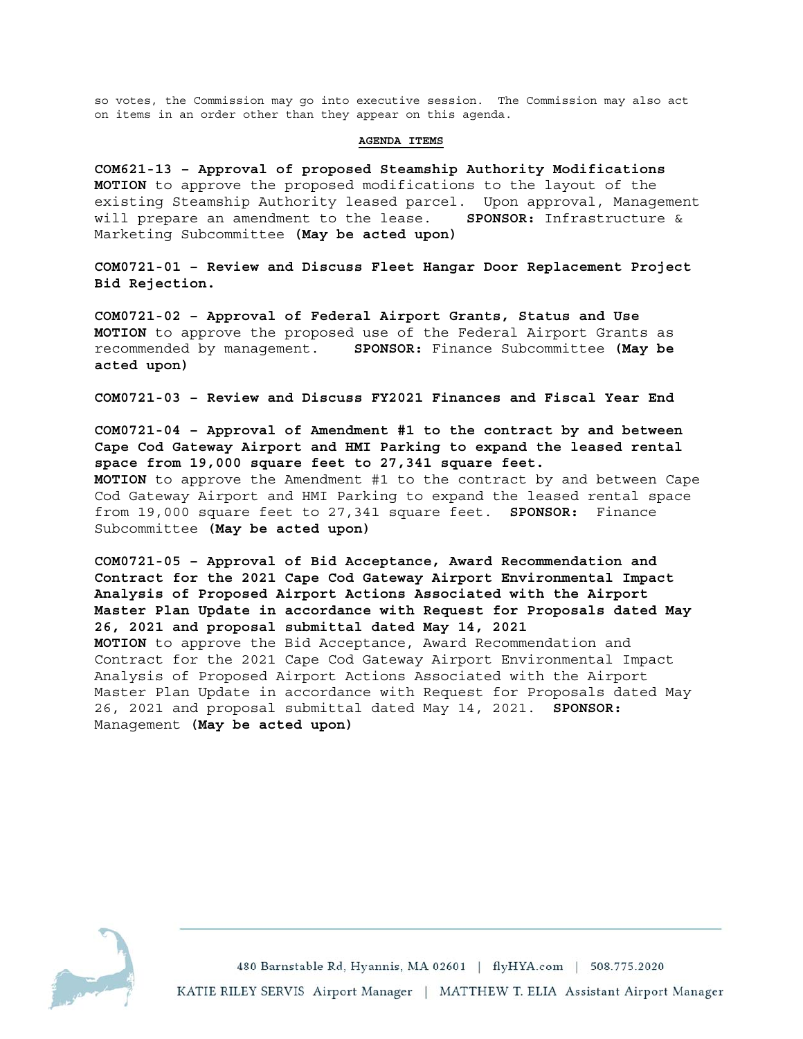so votes, the Commission may go into executive session. The Commission may also act on items in an order other than they appear on this agenda.

## AGENDA ITEMS

**COM621-13 – Approval of proposed Steamship Authority Modifications**
**MOTION** to approve the proposed modifications to the layout of the existing Steamship Authority leased parcel. Upon approval, Management will prepare an amendment to the lease. **SPONSOR:** Infrastructure & Marketing Subcommittee **(May be acted upon)**

**COM0721-01 – Review and Discuss Fleet Hangar Door Replacement Project Bid Rejection.**

**COM0721-02 – Approval of Federal Airport Grants, Status and Use**
**MOTION** to approve the proposed use of the Federal Airport Grants as recommended by management. **SPONSOR:** Finance Subcommittee **(May be acted upon)**

**COM0721-03 – Review and Discuss FY2021 Finances and Fiscal Year End**

**COM0721-04 – Approval of Amendment #1 to the contract by and between Cape Cod Gateway Airport and HMI Parking to expand the leased rental space from 19,000 square feet to 27,341 square feet.**
**MOTION** to approve the Amendment #1 to the contract by and between Cape Cod Gateway Airport and HMI Parking to expand the leased rental space from 19,000 square feet to 27,341 square feet. **SPONSOR:** Finance Subcommittee **(May be acted upon)**

**COM0721-05 – Approval of Bid Acceptance, Award Recommendation and Contract for the 2021 Cape Cod Gateway Airport Environmental Impact Analysis of Proposed Airport Actions Associated with the Airport Master Plan Update in accordance with Request for Proposals dated May 26, 2021 and proposal submittal dated May 14, 2021**
**MOTION** to approve the Bid Acceptance, Award Recommendation and Contract for the 2021 Cape Cod Gateway Airport Environmental Impact Analysis of Proposed Airport Actions Associated with the Airport Master Plan Update in accordance with Request for Proposals dated May 26, 2021 and proposal submittal dated May 14, 2021. **SPONSOR:** Management **(May be acted upon)**